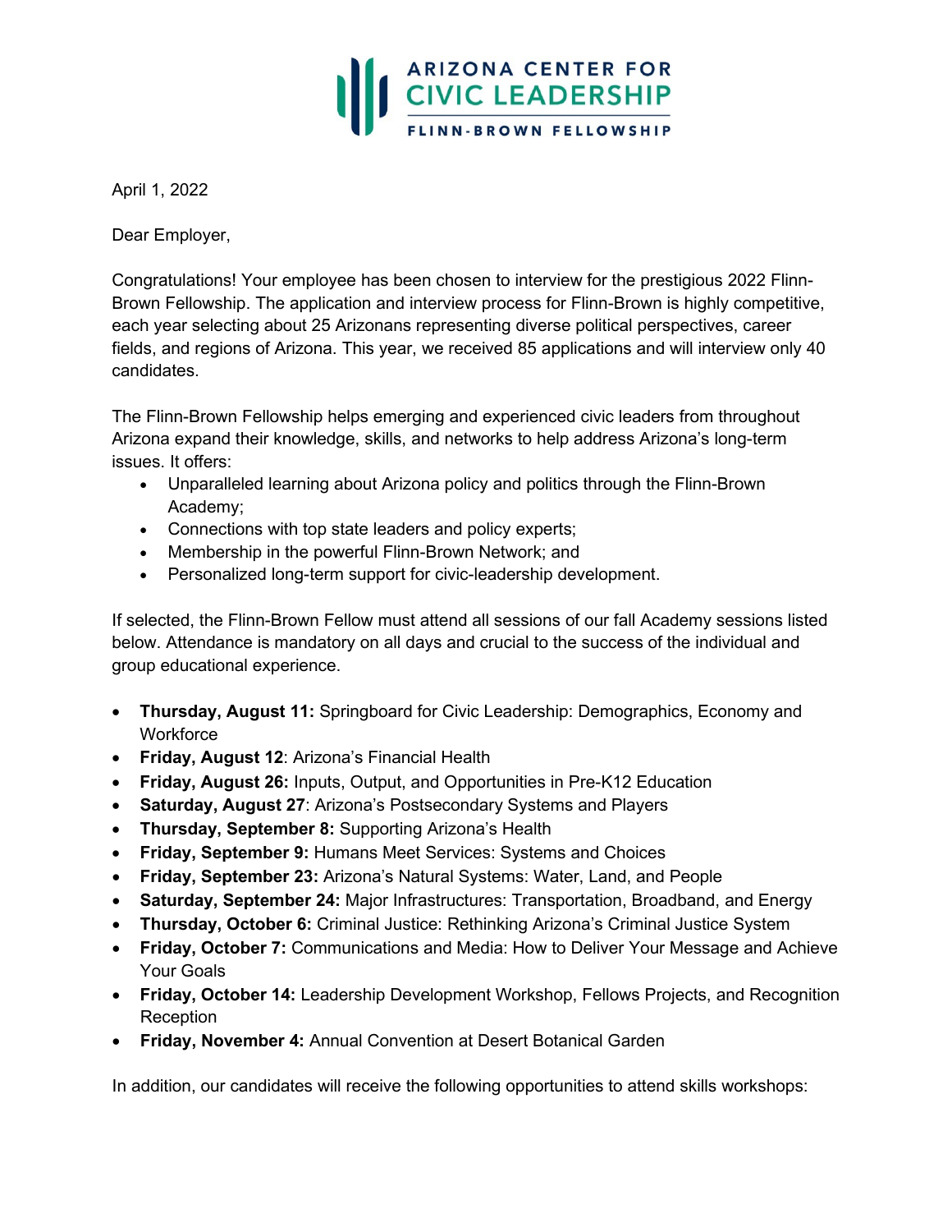ARIZONA CENTER FOR
CIVIC LEADERSHIP
FLINN-BROWN FELLOWSHIP

April 1, 2022

Dear Employer,

Congratulations! Your employee has been chosen to interview for the prestigious 2022 Flinn-Brown Fellowship. The application and interview process for Flinn-Brown is highly competitive, each year selecting about 25 Arizonans representing diverse political perspectives, career fields, and regions of Arizona. This year, we received 85 applications and will interview only 40 candidates.

The Flinn-Brown Fellowship helps emerging and experienced civic leaders from throughout Arizona expand their knowledge, skills, and networks to help address Arizona's long-term issues. It offers:

- Unparalleled learning about Arizona policy and politics through the Flinn-Brown Academy;
- Connections with top state leaders and policy experts;
- Membership in the powerful Flinn-Brown Network; and
- Personalized long-term support for civic-leadership development.

If selected, the Flinn-Brown Fellow must attend all sessions of our fall Academy sessions listed below. Attendance is mandatory on all days and crucial to the success of the individual and group educational experience.

- **Thursday, August 11:** Springboard for Civic Leadership: Demographics, Economy and Workforce
- **Friday, August 12**: Arizona's Financial Health
- **Friday, August 26:** Inputs, Output, and Opportunities in Pre-K12 Education
- **Saturday, August 27**: Arizona's Postsecondary Systems and Players
- **Thursday, September 8:** Supporting Arizona's Health
- **Friday, September 9:** Humans Meet Services: Systems and Choices
- **Friday, September 23:** Arizona's Natural Systems: Water, Land, and People
- **Saturday, September 24:** Major Infrastructures: Transportation, Broadband, and Energy
- **Thursday, October 6:** Criminal Justice: Rethinking Arizona's Criminal Justice System
- **Friday, October 7:** Communications and Media: How to Deliver Your Message and Achieve Your Goals
- **Friday, October 14:** Leadership Development Workshop, Fellows Projects, and Recognition Reception
- **Friday, November 4:** Annual Convention at Desert Botanical Garden

In addition, our candidates will receive the following opportunities to attend skills workshops: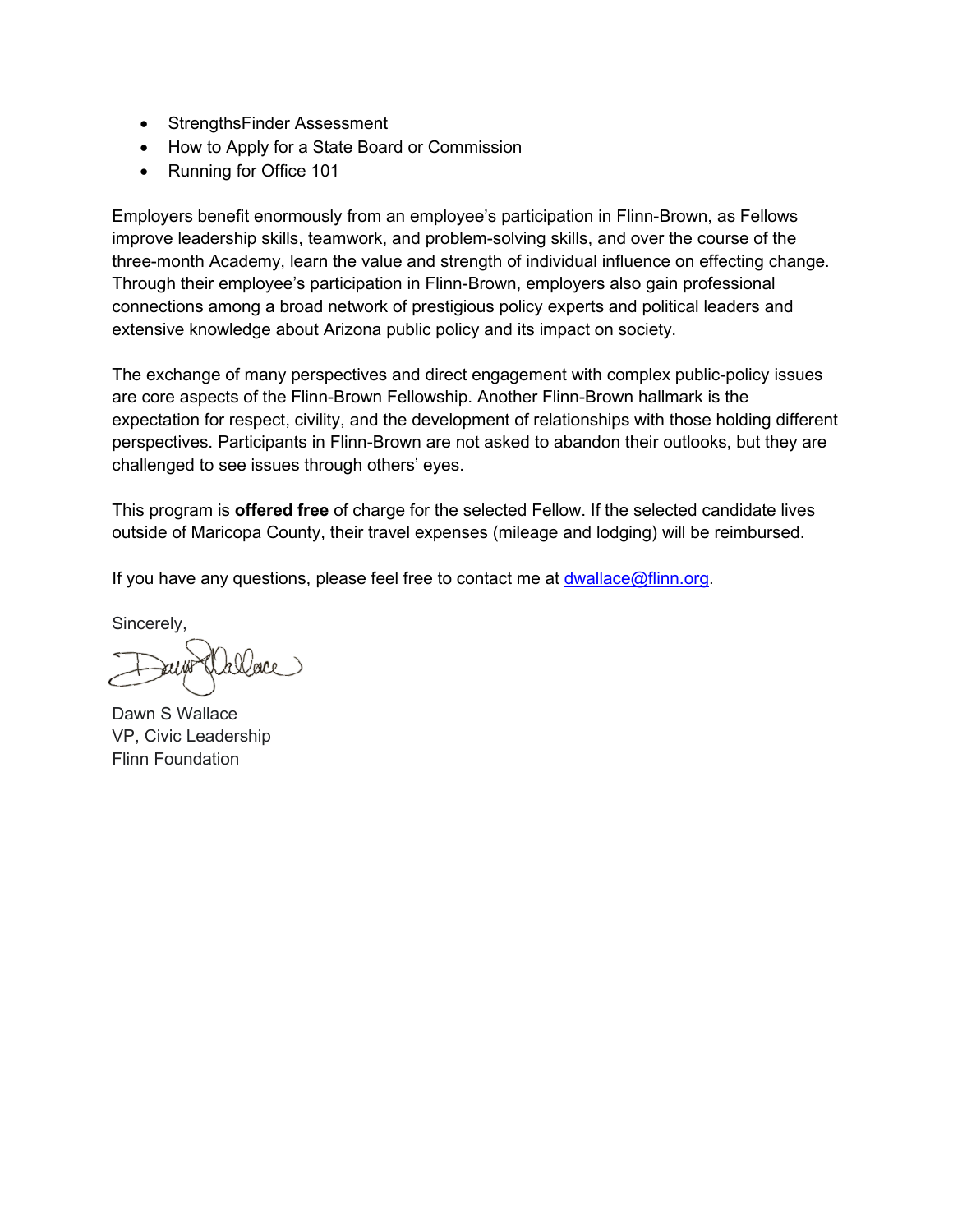- StrengthsFinder Assessment
- How to Apply for a State Board or Commission
- Running for Office 101

Employers benefit enormously from an employee's participation in Flinn-Brown, as Fellows improve leadership skills, teamwork, and problem-solving skills, and over the course of the three-month Academy, learn the value and strength of individual influence on effecting change. Through their employee's participation in Flinn-Brown, employers also gain professional connections among a broad network of prestigious policy experts and political leaders and extensive knowledge about Arizona public policy and its impact on society.

The exchange of many perspectives and direct engagement with complex public-policy issues are core aspects of the Flinn-Brown Fellowship. Another Flinn-Brown hallmark is the expectation for respect, civility, and the development of relationships with those holding different perspectives. Participants in Flinn-Brown are not asked to abandon their outlooks, but they are challenged to see issues through others' eyes.

This program is **offered free** of charge for the selected Fellow. If the selected candidate lives outside of Maricopa County, their travel expenses (mileage and lodging) will be reimbursed.

If you have any questions, please feel free to contact me at dwallace@flinn.org.

Sincerely,

Dawn S Wallace
VP, Civic Leadership
Flinn Foundation